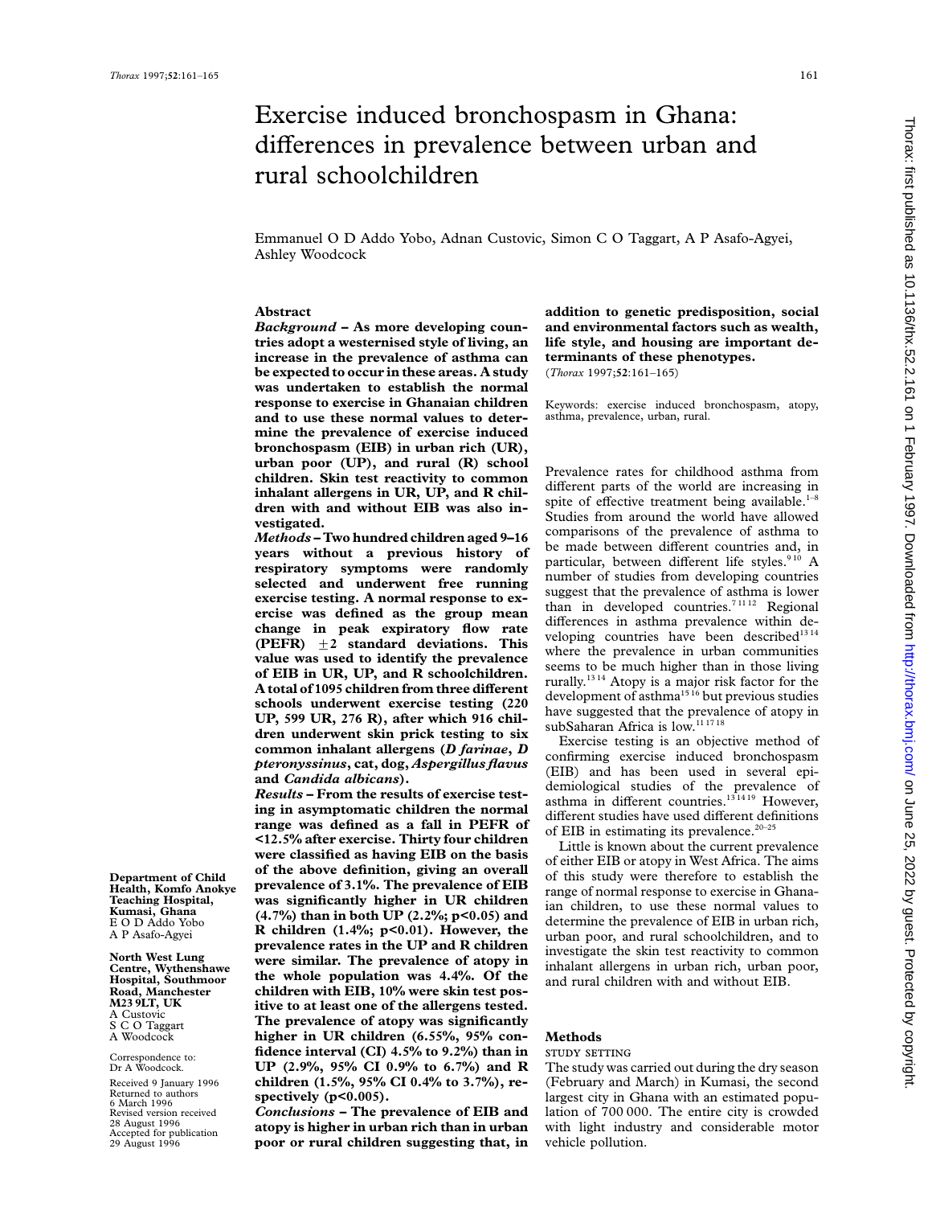# Exercise induced bronchospasm in Ghana: differences in prevalence between urban and rural schoolchildren

Emmanuel O D Addo Yobo, Adnan Custovic, Simon C O Taggart, A P Asafo-Agyei, Ashley Woodcock

Department of Child Health, Komfo Anokye Teaching Hospital, Kumasi, Ghana
E O D Addo Yobo
A P Asafo-Agyei

North West Lung Centre, Wythenshawe Hospital, Southmoor Road, Manchester M23 9LT, UK
A Custovic
S C O Taggart
A Woodcock

Correspondence to: Dr A Woodcock.

Received 9 January 1996
Returned to authors 6 March 1996
Revised version received 28 August 1996
Accepted for publication 29 August 1996

## Abstract

***Background*** – **As more developing countries adopt a westernised style of living, an increase in the prevalence of asthma can be expected to occur in these areas. A study was undertaken to establish the normal response to exercise in Ghanaian children and to use these normal values to determine the prevalence of exercise induced bronchospasm (EIB) in urban rich (UR), urban poor (UP), and rural (R) school children. Skin test reactivity to common inhalant allergens in UR, UP, and R children with and without EIB was also investigated.**

***Methods*** – **Two hundred children aged 9–16 years without a previous history of respiratory symptoms were randomly selected and underwent free running exercise testing. A normal response to exercise was defined as the group mean change in peak expiratory flow rate (PEFR) ±2 standard deviations. This value was used to identify the prevalence of EIB in UR, UP, and R schoolchildren. A total of 1095 children from three different schools underwent exercise testing (220 UP, 599 UR, 276 R), after which 916 children underwent skin prick testing to six common inhalant allergens (*D farinae*, *D pteronyssinus*, cat, dog, *Aspergillus flavus* and *Candida albicans*).**

***Results*** – **From the results of exercise testing in asymptomatic children the normal range was defined as a fall in PEFR of <12.5% after exercise. Thirty four children were classified as having EIB on the basis of the above definition, giving an overall prevalence of 3.1%. The prevalence of EIB was significantly higher in UR children (4.7%) than in both UP (2.2%; p<0.05) and R children (1.4%; p<0.01). However, the prevalence rates in the UP and R children were similar. The prevalence of atopy in the whole population was 4.4%. Of the children with EIB, 10% were skin test positive to at least one of the allergens tested. The prevalence of atopy was significantly higher in UR children (6.55%, 95% confidence interval (CI) 4.5% to 9.2%) than in UP (2.9%, 95% CI 0.9% to 6.7%) and R children (1.5%, 95% CI 0.4% to 3.7%), respectively (p<0.005).**

***Conclusions*** – **The prevalence of EIB and atopy is higher in urban rich than in urban poor or rural children suggesting that, in addition to genetic predisposition, social and environmental factors such as wealth, life style, and housing are important determinants of these phenotypes.**

(*Thorax* 1997;**52**:161–165)

Keywords: exercise induced bronchospasm, atopy, asthma, prevalence, urban, rural.

Prevalence rates for childhood asthma from different parts of the world are increasing in spite of effective treatment being available.[1–8] Studies from around the world have allowed comparisons of the prevalence of asthma to be made between different countries and, in particular, between different life styles.[9 10] A number of studies from developing countries suggest that the prevalence of asthma is lower than in developed countries.[7 11 12] Regional differences in asthma prevalence within developing countries have been described[13 14] where the prevalence in urban communities seems to be much higher than in those living rurally.[13 14] Atopy is a major risk factor for the development of asthma[15 16] but previous studies have suggested that the prevalence of atopy in subSaharan Africa is low.[11 17 18]

Exercise testing is an objective method of confirming exercise induced bronchospasm (EIB) and has been used in several epidemiological studies of the prevalence of asthma in different countries.[13 14 19] However, different studies have used different definitions of EIB in estimating its prevalence.[20–25]

Little is known about the current prevalence of either EIB or atopy in West Africa. The aims of this study were therefore to establish the range of normal response to exercise in Ghanaian children, to use these normal values to determine the prevalence of EIB in urban rich, urban poor, and rural schoolchildren, and to investigate the skin test reactivity to common inhalant allergens in urban rich, urban poor, and rural children with and without EIB.

## Methods

### STUDY SETTING

The study was carried out during the dry season (February and March) in Kumasi, the second largest city in Ghana with an estimated population of 700 000. The entire city is crowded with light industry and considerable motor vehicle pollution.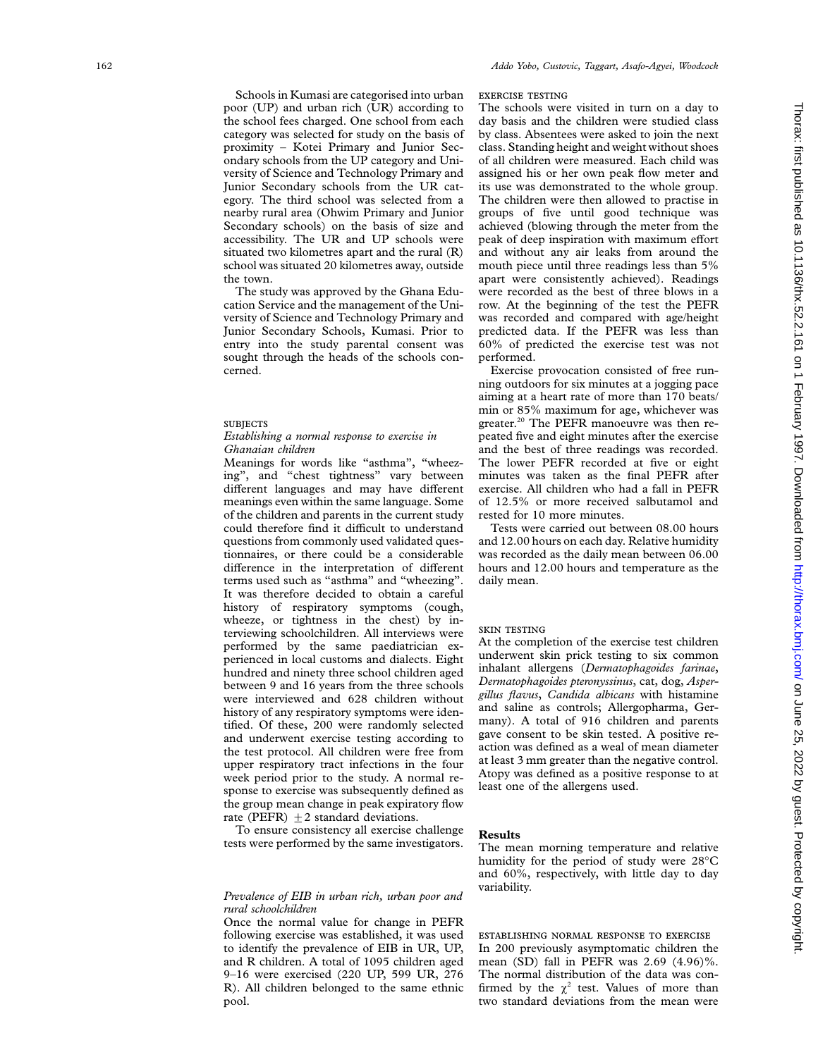Schools in Kumasi are categorised into urban poor (UP) and urban rich (UR) according to the school fees charged. One school from each category was selected for study on the basis of proximity – Kotei Primary and Junior Secondary schools from the UP category and University of Science and Technology Primary and Junior Secondary schools from the UR category. The third school was selected from a nearby rural area (Ohwim Primary and Junior Secondary schools) on the basis of size and accessibility. The UR and UP schools were situated two kilometres apart and the rural (R) school was situated 20 kilometres away, outside the town.

The study was approved by the Ghana Education Service and the management of the University of Science and Technology Primary and Junior Secondary Schools, Kumasi. Prior to entry into the study parental consent was sought through the heads of the schools concerned.

## SUBJECTS

### *Establishing a normal response to exercise in Ghanaian children*

Meanings for words like "asthma", "wheezing", and "chest tightness" vary between different languages and may have different meanings even within the same language. Some of the children and parents in the current study could therefore find it difficult to understand questions from commonly used validated questionnaires, or there could be a considerable difference in the interpretation of different terms used such as "asthma" and "wheezing". It was therefore decided to obtain a careful history of respiratory symptoms (cough, wheeze, or tightness in the chest) by interviewing schoolchildren. All interviews were performed by the same paediatrician experienced in local customs and dialects. Eight hundred and ninety three school children aged between 9 and 16 years from the three schools were interviewed and 628 children without history of any respiratory symptoms were identified. Of these, 200 were randomly selected and underwent exercise testing according to the test protocol. All children were free from upper respiratory tract infections in the four week period prior to the study. A normal response to exercise was subsequently defined as the group mean change in peak expiratory flow rate (PEFR) $\pm 2$ standard deviations.

To ensure consistency all exercise challenge tests were performed by the same investigators.

### *Prevalence of EIB in urban rich, urban poor and rural schoolchildren*

Once the normal value for change in PEFR following exercise was established, it was used to identify the prevalence of EIB in UR, UP, and R children. A total of 1095 children aged 9–16 were exercised (220 UP, 599 UR, 276 R). All children belonged to the same ethnic pool.

## EXERCISE TESTING

The schools were visited in turn on a day to day basis and the children were studied class by class. Absentees were asked to join the next class. Standing height and weight without shoes of all children were measured. Each child was assigned his or her own peak flow meter and its use was demonstrated to the whole group. The children were then allowed to practise in groups of five until good technique was achieved (blowing through the meter from the peak of deep inspiration with maximum effort and without any air leaks from around the mouth piece until three readings less than 5% apart were consistently achieved). Readings were recorded as the best of three blows in a row. At the beginning of the test the PEFR was recorded and compared with age/height predicted data. If the PEFR was less than 60% of predicted the exercise test was not performed.

Exercise provocation consisted of free running outdoors for six minutes at a jogging pace aiming at a heart rate of more than 170 beats/min or 85% maximum for age, whichever was greater.[20] The PEFR manoeuvre was then repeated five and eight minutes after the exercise and the best of three readings was recorded. The lower PEFR recorded at five or eight minutes was taken as the final PEFR after exercise. All children who had a fall in PEFR of 12.5% or more received salbutamol and rested for 10 more minutes.

Tests were carried out between 08.00 hours and 12.00 hours on each day. Relative humidity was recorded as the daily mean between 06.00 hours and 12.00 hours and temperature as the daily mean.

## SKIN TESTING

At the completion of the exercise test children underwent skin prick testing to six common inhalant allergens (*Dermatophagoides farinae*, *Dermatophagoides pteronyssinus*, cat, dog, *Aspergillus flavus*, *Candida albicans* with histamine and saline as controls; Allergopharma, Germany). A total of 916 children and parents gave consent to be skin tested. A positive reaction was defined as a weal of mean diameter at least 3 mm greater than the negative control. Atopy was defined as a positive response to at least one of the allergens used.

# Results

The mean morning temperature and relative humidity for the period of study were 28°C and 60%, respectively, with little day to day variability.

## ESTABLISHING NORMAL RESPONSE TO EXERCISE

In 200 previously asymptomatic children the mean (SD) fall in PEFR was 2.69 (4.96)%. The normal distribution of the data was confirmed by the $\chi^2$ test. Values of more than two standard deviations from the mean were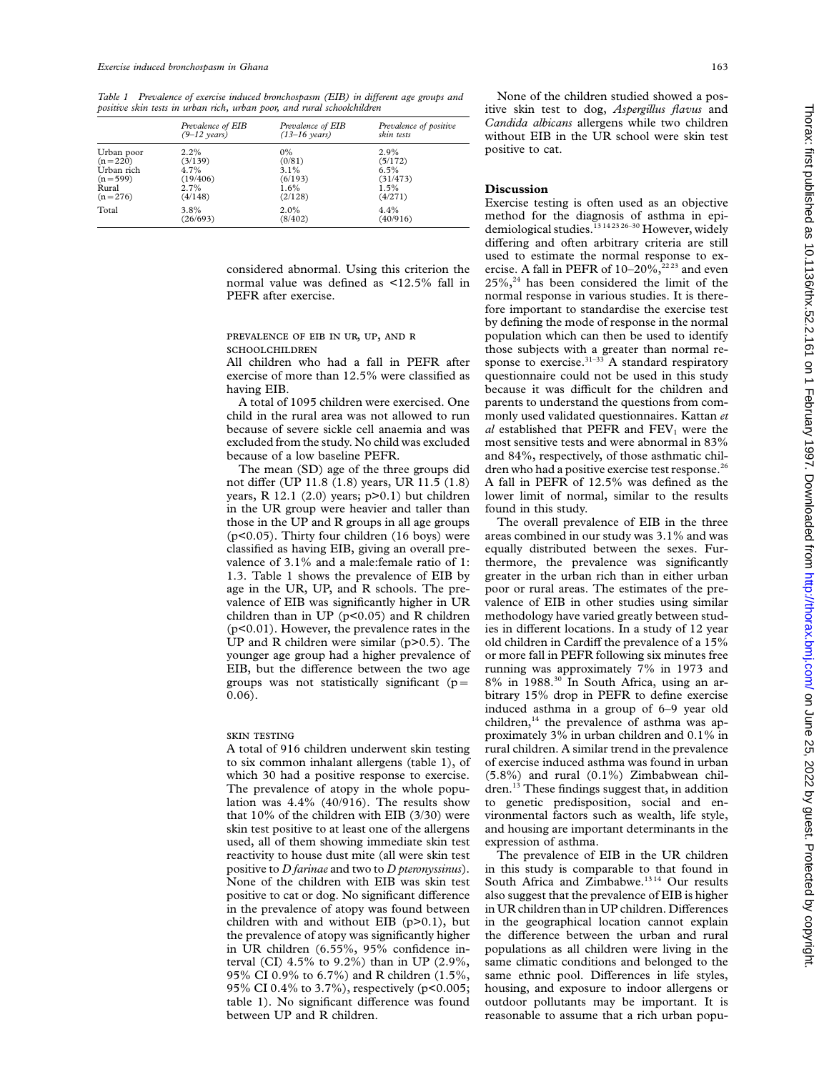Table 1 Prevalence of exercise induced bronchospasm (EIB) in different age groups and positive skin tests in urban rich, urban poor, and rural schoolchildren

| | Prevalence of EIB (9–12 years) | Prevalence of EIB (13–16 years) | Prevalence of positive skin tests |
|---|---|---|---|
| Urban poor (n=220) | 2.2% (3/139) | 0% (0/81) | 2.9% (5/172) |
| Urban rich (n=599) | 4.7% (19/406) | 3.1% (6/193) | 6.5% (31/473) |
| Rural (n=276) | 2.7% (4/148) | 1.6% (2/128) | 1.5% (4/271) |
| Total | 3.8% (26/693) | 2.0% (8/402) | 4.4% (40/916) |

considered abnormal. Using this criterion the normal value was defined as <12.5% fall in PEFR after exercise.

### PREVALENCE OF EIB IN UR, UP, AND R SCHOOLCHILDREN

All children who had a fall in PEFR after exercise of more than 12.5% were classified as having EIB.

A total of 1095 children were exercised. One child in the rural area was not allowed to run because of severe sickle cell anaemia and was excluded from the study. No child was excluded because of a low baseline PEFR.

The mean (SD) age of the three groups did not differ (UP 11.8 (1.8) years, UR 11.5 (1.8) years, R 12.1 (2.0) years; $p>0.1$) but children in the UR group were heavier and taller than those in the UP and R groups in all age groups ($p<0.05$). Thirty four children (16 boys) were classified as having EIB, giving an overall prevalence of 3.1% and a male:female ratio of 1: 1.3. Table 1 shows the prevalence of EIB by age in the UR, UP, and R schools. The prevalence of EIB was significantly higher in UR children than in UP ($p<0.05$) and R children ($p<0.01$). However, the prevalence rates in the UP and R children were similar ($p>0.5$). The younger age group had a higher prevalence of EIB, but the difference between the two age groups was not statistically significant ($p = 0.06$).

### SKIN TESTING

A total of 916 children underwent skin testing to six common inhalant allergens (table 1), of which 30 had a positive response to exercise. The prevalence of atopy in the whole population was 4.4% (40/916). The results show that 10% of the children with EIB (3/30) were skin test positive to at least one of the allergens used, all of them showing immediate skin test reactivity to house dust mite (all were skin test positive to *D farinae* and two to *D pteronyssinus*). None of the children with EIB was skin test positive to cat or dog. No significant difference in the prevalence of atopy was found between children with and without EIB ($p>0.1$), but the prevalence of atopy was significantly higher in UR children (6.55%, 95% confidence interval (CI) 4.5% to 9.2%) than in UP (2.9%, 95% CI 0.9% to 6.7%) and R children (1.5%, 95% CI 0.4% to 3.7%), respectively ($p<0.005$; table 1). No significant difference was found between UP and R children.

None of the children studied showed a positive skin test to dog, *Aspergillus flavus* and *Candida albicans* allergens while two children without EIB in the UR school were skin test positive to cat.

## Discussion

Exercise testing is often used as an objective method for the diagnosis of asthma in epidemiological studies.[13 14 23 26–30] However, widely differing and often arbitrary criteria are still used to estimate the normal response to exercise. A fall in PEFR of 10–20%,[22 23] and even 25%,[24] has been considered the limit of the normal response in various studies. It is therefore important to standardise the exercise test by defining the mode of response in the normal population which can then be used to identify those subjects with a greater than normal response to exercise.[31–33] A standard respiratory questionnaire could not be used in this study because it was difficult for the children and parents to understand the questions from commonly used validated questionnaires. Kattan *et al* established that PEFR and $FEV_1$ were the most sensitive tests and were abnormal in 83% and 84%, respectively, of those asthmatic children who had a positive exercise test response.[26] A fall in PEFR of 12.5% was defined as the lower limit of normal, similar to the results found in this study.

The overall prevalence of EIB in the three areas combined in our study was 3.1% and was equally distributed between the sexes. Furthermore, the prevalence was significantly greater in the urban rich than in either urban poor or rural areas. The estimates of the prevalence of EIB in other studies using similar methodology have varied greatly between studies in different locations. In a study of 12 year old children in Cardiff the prevalence of a 15% or more fall in PEFR following six minutes free running was approximately 7% in 1973 and 8% in 1988.[30] In South Africa, using an arbitrary 15% drop in PEFR to define exercise induced asthma in a group of 6–9 year old children,[14] the prevalence of asthma was approximately 3% in urban children and 0.1% in rural children. A similar trend in the prevalence of exercise induced asthma was found in urban (5.8%) and rural (0.1%) Zimbabwean children.[13] These findings suggest that, in addition to genetic predisposition, social and environmental factors such as wealth, life style, and housing are important determinants in the expression of asthma.

The prevalence of EIB in the UR children in this study is comparable to that found in South Africa and Zimbabwe.[13 14] Our results also suggest that the prevalence of EIB is higher in UR children than in UP children. Differences in the geographical location cannot explain the difference between the urban and rural populations as all children were living in the same climatic conditions and belonged to the same ethnic pool. Differences in life styles, housing, and exposure to indoor allergens or outdoor pollutants may be important. It is reasonable to assume that a rich urban popu-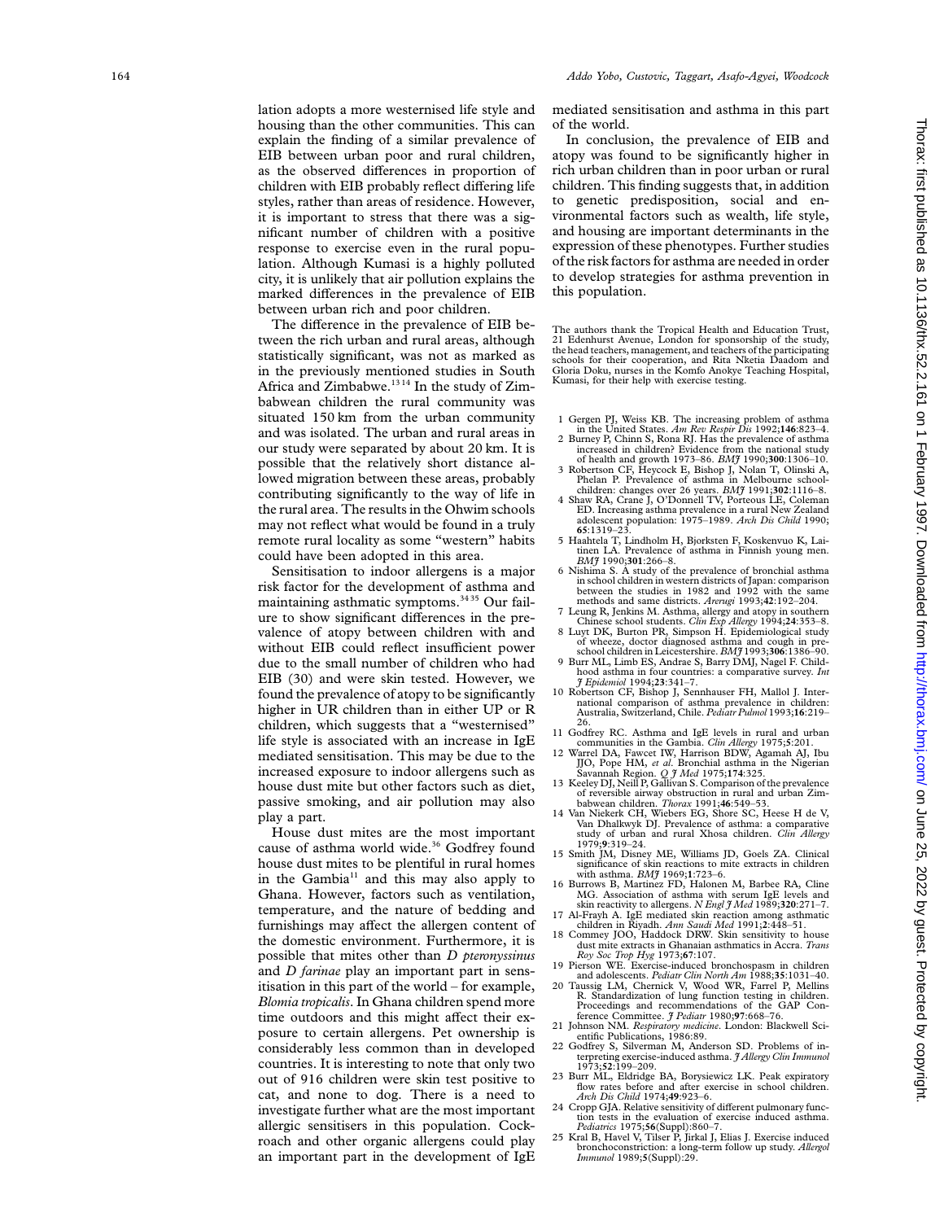lation adopts a more westernised life style and housing than the other communities. This can explain the finding of a similar prevalence of EIB between urban poor and rural children, as the observed differences in proportion of children with EIB probably reflect differing life styles, rather than areas of residence. However, it is important to stress that there was a significant number of children with a positive response to exercise even in the rural population. Although Kumasi is a highly polluted city, it is unlikely that air pollution explains the marked differences in the prevalence of EIB between urban rich and poor children.

The difference in the prevalence of EIB between the rich urban and rural areas, although statistically significant, was not as marked as in the previously mentioned studies in South Africa and Zimbabwe.[13 14] In the study of Zimbabwean children the rural community was situated 150 km from the urban community and was isolated. The urban and rural areas in our study were separated by about 20 km. It is possible that the relatively short distance allowed migration between these areas, probably contributing significantly to the way of life in the rural area. The results in the Ohwim schools may not reflect what would be found in a truly remote rural locality as some "western" habits could have been adopted in this area.

Sensitisation to indoor allergens is a major risk factor for the development of asthma and maintaining asthmatic symptoms.[34 35] Our failure to show significant differences in the prevalence of atopy between children with and without EIB could reflect insufficient power due to the small number of children who had EIB (30) and were skin tested. However, we found the prevalence of atopy to be significantly higher in UR children than in either UP or R children, which suggests that a "westernised" life style is associated with an increase in IgE mediated sensitisation. This may be due to the increased exposure to indoor allergens such as house dust mite but other factors such as diet, passive smoking, and air pollution may also play a part.

House dust mites are the most important cause of asthma world wide.[36] Godfrey found house dust mites to be plentiful in rural homes in the Gambia[11] and this may also apply to Ghana. However, factors such as ventilation, temperature, and the nature of bedding and furnishings may affect the allergen content of the domestic environment. Furthermore, it is possible that mites other than *D pteronyssinus* and *D farinae* play an important part in sensitisation in this part of the world – for example, *Blomia tropicalis*. In Ghana children spend more time outdoors and this might affect their exposure to certain allergens. Pet ownership is considerably less common than in developed countries. It is interesting to note that only two out of 916 children were skin test positive to cat, and none to dog. There is a need to investigate further what are the most important allergic sensitisers in this population. Cockroach and other organic allergens could play an important part in the development of IgE mediated sensitisation and asthma in this part of the world.

In conclusion, the prevalence of EIB and atopy was found to be significantly higher in rich urban children than in poor urban or rural children. This finding suggests that, in addition to genetic predisposition, social and environmental factors such as wealth, life style, and housing are important determinants in the expression of these phenotypes. Further studies of the risk factors for asthma are needed in order to develop strategies for asthma prevention in this population.

The authors thank the Tropical Health and Education Trust, 21 Edenhurst Avenue, London for sponsorship of the study, the head teachers, management, and teachers of the participating schools for their cooperation, and Rita Nketia Daadom and Gloria Doku, nurses in the Komfo Anokye Teaching Hospital, Kumasi, for their help with exercise testing.

1 Gergen PJ, Weiss KB. The increasing problem of asthma in the United States. *Am Rev Respir Dis* 1992;**146**:823–4.
2 Burney P, Chinn S, Rona RJ. Has the prevalence of asthma increased in children? Evidence from the national study of health and growth 1973–86. *BMJ* 1990;**300**:1306–10.
3 Robertson CF, Heycock E, Bishop J, Nolan T, Olinski A, Phelan P. Prevalence of asthma in Melbourne schoolchildren: changes over 26 years. *BMJ* 1991;**302**:1116–8.
4 Shaw RA, Crane J, O'Donnell TV, Porteous LE, Coleman ED. Increasing asthma prevalence in a rural New Zealand adolescent population: 1975–1989. *Arch Dis Child* 1990; **65**:1319–23.
5 Haahtela T, Lindholm H, Bjorksten F, Koskenvuo K, Laitinen LA. Prevalence of asthma in Finnish young men. *BMJ* 1990;**301**:266–8.
6 Nishima S. A study of the prevalence of bronchial asthma in school children in western districts of Japan: comparison between the studies in 1982 and 1992 with the same methods and same districts. *Arerugi* 1993;**42**:192–204.
7 Leung R, Jenkins M. Asthma, allergy and atopy in southern Chinese school students. *Clin Exp Allergy* 1994;**24**:353–8.
8 Luyt DK, Burton PR, Simpson H. Epidemiological study of wheeze, doctor diagnosed asthma and cough in preschool children in Leicestershire. *BMJ* 1993;**306**:1386–90.
9 Burr ML, Limb ES, Andrae S, Barry DMJ, Nagel F. Childhood asthma in four countries: a comparative survey. *Int J Epidemiol* 1994;**23**:341–7.
10 Robertson CF, Bishop J, Sennhauser FH, Mallol J. International comparison of asthma prevalence in children: Australia, Switzerland, Chile. *Pediatr Pulmol* 1993;**16**:219–26.
11 Godfrey RC. Asthma and IgE levels in rural and urban communities in the Gambia. *Clin Allergy* 1975;**5**:201.
12 Warrel DA, Fawcet IW, Harrison BDW, Agamah AJ, Ibu JJO, Pope HM, *et al*. Bronchial asthma in the Nigerian Savannah Region. *Q J Med* 1975;**174**:325.
13 Keeley DJ, Neill P, Gallivan S. Comparison of the prevalence of reversible airway obstruction in rural and urban Zimbabwean children. *Thorax* 1991;**46**:549–53.
14 Van Niekerk CH, Wiebers EG, Shore SC, Heese H de V, Van Dhalkwyk DJ. Prevalence of asthma: a comparative study of urban and rural Xhosa children. *Clin Allergy* 1979;**9**:319–24.
15 Smith JM, Disney ME, Williams JD, Goels ZA. Clinical significance of skin reactions to mite extracts in children with asthma. *BMJ* 1969;**1**:723–6.
16 Burrows B, Martinez FD, Halonen M, Barbee RA, Cline MG. Association of asthma with serum IgE levels and skin reactivity to allergens. *N Engl J Med* 1989;**320**:271–7.
17 Al-Frayh A. IgE mediated skin reaction among asthmatic children in Riyadh. *Ann Saudi Med* 1991;**2**:448–51.
18 Commey JOO, Haddock DRW. Skin sensitivity to house dust mite extracts in Ghanaian asthmatics in Accra. *Trans Roy Soc Trop Hyg* 1973;**67**:107.
19 Pierson WE. Exercise-induced bronchospasm in children and adolescents. *Pediatr Clin North Am* 1988;**35**:1031–40.
20 Taussig LM, Chernick V, Wood WR, Farrel P, Mellins R. Standardization of lung function testing in children. Proceedings and recommendations of the GAP Conference Committee. *J Pediatr* 1980;**97**:668–76.
21 Johnson NM. *Respiratory medicine*. London: Blackwell Scientific Publications, 1986:89.
22 Godfrey S, Silverman M, Anderson SD. Problems of interpreting exercise-induced asthma. *J Allergy Clin Immunol* 1973;**52**:199–209.
23 Burr ML, Eldridge BA, Borysiewicz LK. Peak expiratory flow rates before and after exercise in school children. *Arch Dis Child* 1974;**49**:923–6.
24 Cropp GJA. Relative sensitivity of different pulmonary function tests in the evaluation of exercise induced asthma. *Pediatrics* 1975;**56**(Suppl):860–7.
25 Kral B, Havel V, Tilser P, Jirkal J, Elias J. Exercise induced bronchoconstriction: a long-term follow up study. *Allergol Immunol* 1989;**5**(Suppl):29.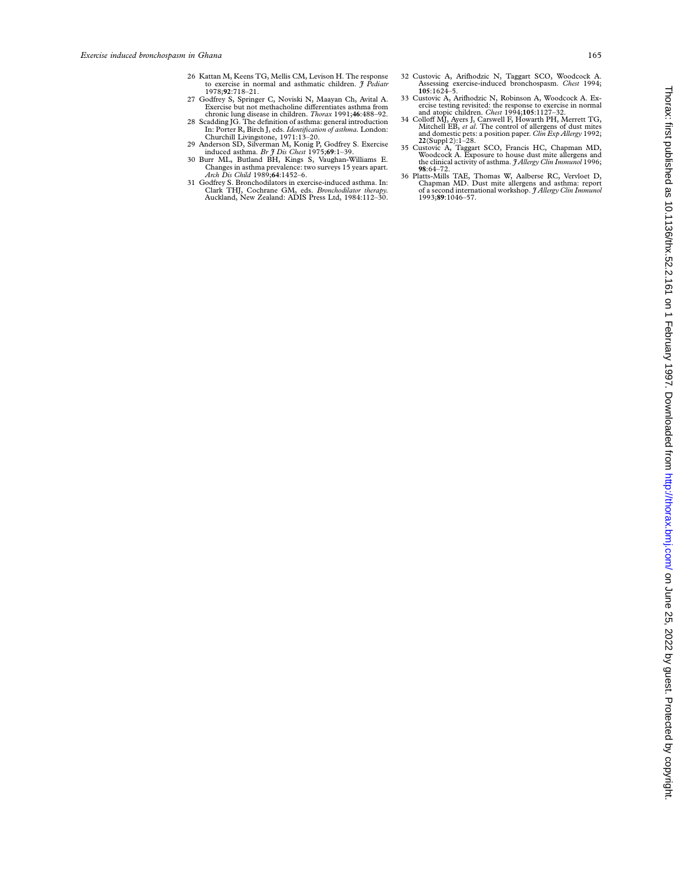26 Kattan M, Keens TG, Mellis CM, Levison H. The response to exercise in normal and asthmatic children. *J Pediatr* 1978;**92**:718–21.

27 Godfrey S, Springer C, Noviski N, Maayan Ch, Avital A. Exercise but not methacholine differentiates asthma from chronic lung disease in children. *Thorax* 1991;**46**:488–92.

28 Scadding JG. The definition of asthma: general introduction In: Porter R, Birch J, eds. *Identification of asthma*. London: Churchill Livingstone, 1971:13–20.

29 Anderson SD, Silverman M, Konig P, Godfrey S. Exercise induced asthma. *Br J Dis Chest* 1975;**69**:1–39.

30 Burr ML, Butland BH, Kings S, Vaughan-Williams E. Changes in asthma prevalence: two surveys 15 years apart. *Arch Dis Child* 1989;**64**:1452–6.

31 Godfrey S. Bronchodilators in exercise-induced asthma. In: Clark THJ, Cochrane GM, eds. *Bronchodilator therapy*. Auckland, New Zealand: ADIS Press Ltd, 1984:112–30.

32 Custovic A, Arifhodzic N, Taggart SCO, Woodcock A. Assessing exercise-induced bronchospasm. *Chest* 1994; **105**:1624–5.

33 Custovic A, Arifhodzic N, Robinson A, Woodcock A. Exercise testing revisited: the response to exercise in normal and atopic children. *Chest* 1994;**105**:1127–32.

34 Colloff MJ, Ayers J, Carswell F, Howarth PH, Merrett TG, Mitchell EB, *et al*. The control of allergens of dust mites and domestic pets: a position paper. *Clin Exp Allergy* 1992; **22**(Suppl 2):1–28.

35 Custovic A, Taggart SCO, Francis HC, Chapman MD, Woodcock A. Exposure to house dust mite allergens and the clinical activity of asthma. *J Allergy Clin Immunol* 1996; **98**:64–72.

36 Platts-Mills TAE, Thomas W, Aalberse RC, Vervloet D, Chapman MD. Dust mite allergens and asthma: report of a second international workshop. *J Allergy Clin Immunol* 1993;**89**:1046–57.